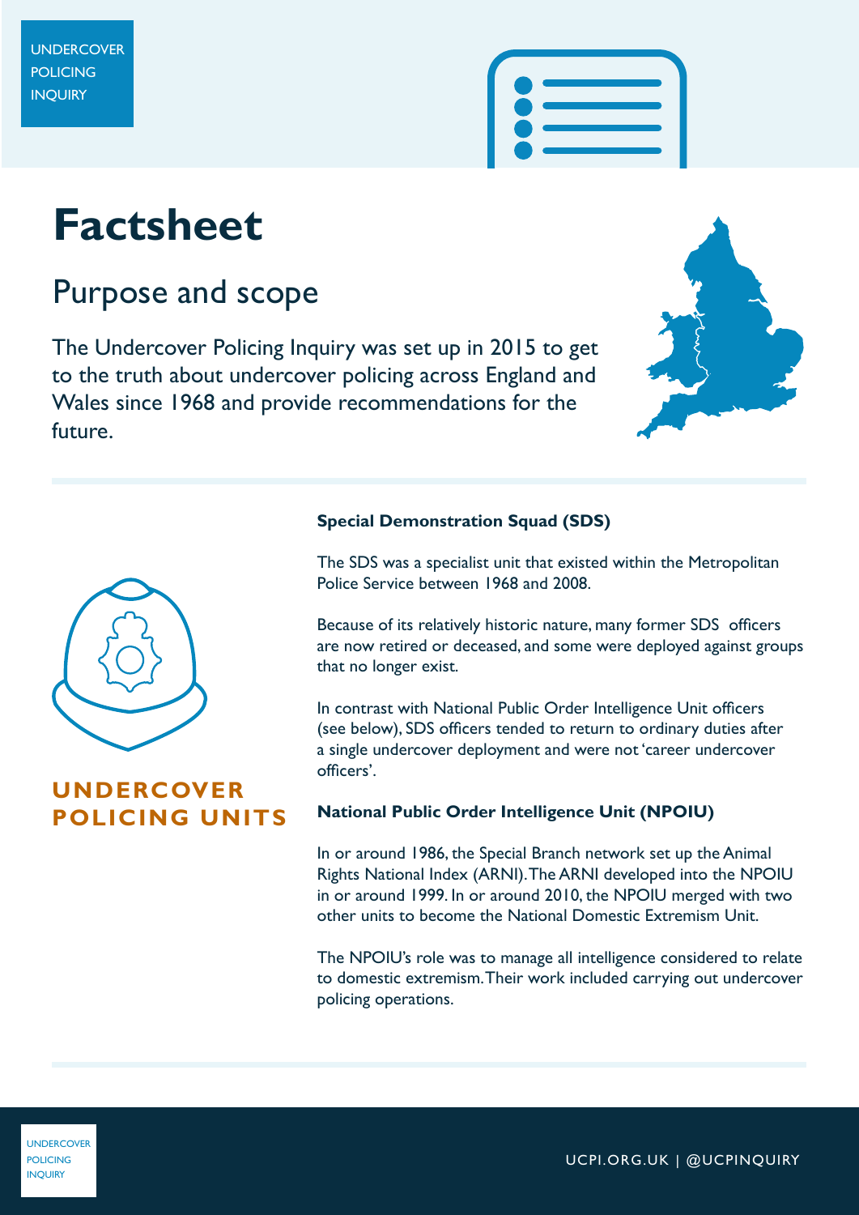UNDERCOVER POLICING INQUIRY

# Factsheet

## Purpose and scope

The Undercover Policing Inquiry was set up in 2015 to get to the truth about undercover policing across England and Wales since 1968 and provide recommendations for the future.

## UNDERCOVER POLICING UNITS

### Special Demonstration Squad (SDS)

The SDS was a specialist unit that existed within the Metropolitan Police Service between 1968 and 2008.

Because of its relatively historic nature, many former SDS officers are now retired or deceased, and some were deployed against groups that no longer exist.

In contrast with National Public Order Intelligence Unit officers (see below), SDS officers tended to return to ordinary duties after a single undercover deployment and were not 'career undercover officers'.

### National Public Order Intelligence Unit (NPOIU)

In or around 1986, the Special Branch network set up the Animal Rights National Index (ARNI). The ARNI developed into the NPOIU in or around 1999. In or around 2010, the NPOIU merged with two other units to become the National Domestic Extremism Unit.

The NPOIU's role was to manage all intelligence considered to relate to domestic extremism. Their work included carrying out undercover policing operations.

UCPI.ORG.UK | @UCPINQUIRY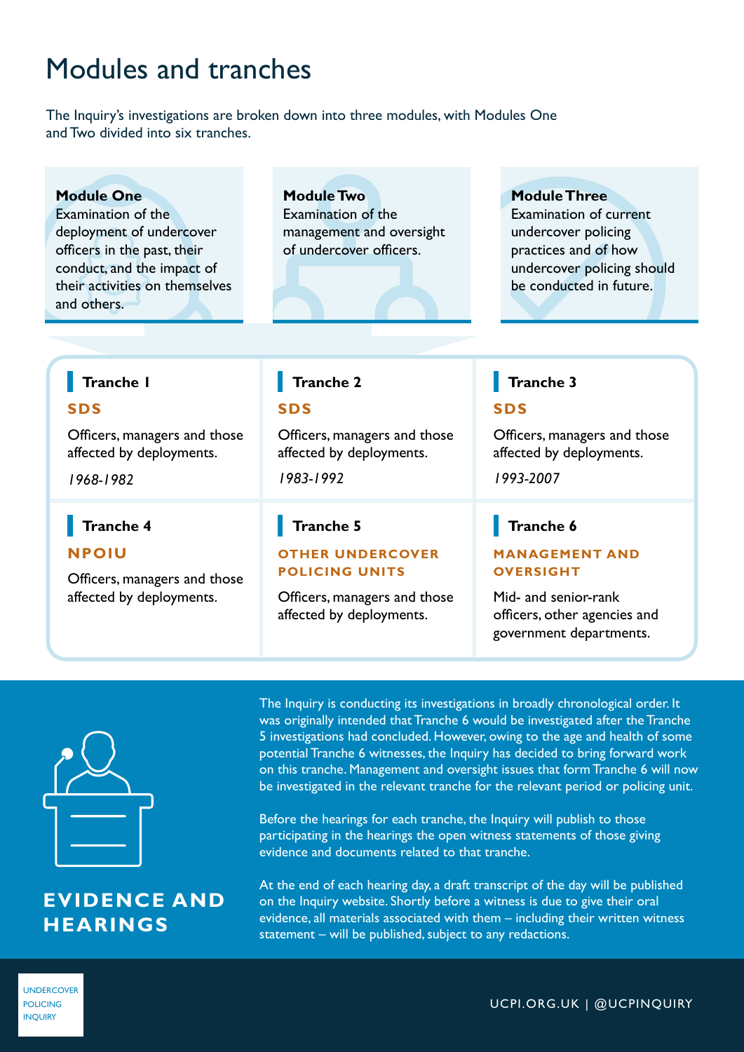# Modules and tranches

The Inquiry's investigations are broken down into three modules, with Modules One and Two divided into six tranches.

**Module One**
Examination of the deployment of undercover officers in the past, their conduct, and the impact of their activities on themselves and others.

**Module Two**
Examination of the management and oversight of undercover officers.

**Module Three**
Examination of current undercover policing practices and of how undercover policing should be conducted in future.

### Tranche 1

**SDS**

Officers, managers and those affected by deployments.

*1968-1982*

### Tranche 2

**SDS**

Officers, managers and those affected by deployments.

*1983-1992*

### Tranche 3

**SDS**

Officers, managers and those affected by deployments.

*1993-2007*

### Tranche 4

**NPOIU**

Officers, managers and those affected by deployments.

### Tranche 5

**OTHER UNDERCOVER POLICING UNITS**

Officers, managers and those affected by deployments.

### Tranche 6

**MANAGEMENT AND OVERSIGHT**

Mid- and senior-rank officers, other agencies and government departments.

## EVIDENCE AND HEARINGS

The Inquiry is conducting its investigations in broadly chronological order. It was originally intended that Tranche 6 would be investigated after the Tranche 5 investigations had concluded. However, owing to the age and health of some potential Tranche 6 witnesses, the Inquiry has decided to bring forward work on this tranche. Management and oversight issues that form Tranche 6 will now be investigated in the relevant tranche for the relevant period or policing unit.

Before the hearings for each tranche, the Inquiry will publish to those participating in the hearings the open witness statements of those giving evidence and documents related to that tranche.

At the end of each hearing day, a draft transcript of the day will be published on the Inquiry website. Shortly before a witness is due to give their oral evidence, all materials associated with them – including their written witness statement – will be published, subject to any redactions.

UNDERCOVER POLICING INQUIRY

UCPI.ORG.UK | @UCPINQUIRY